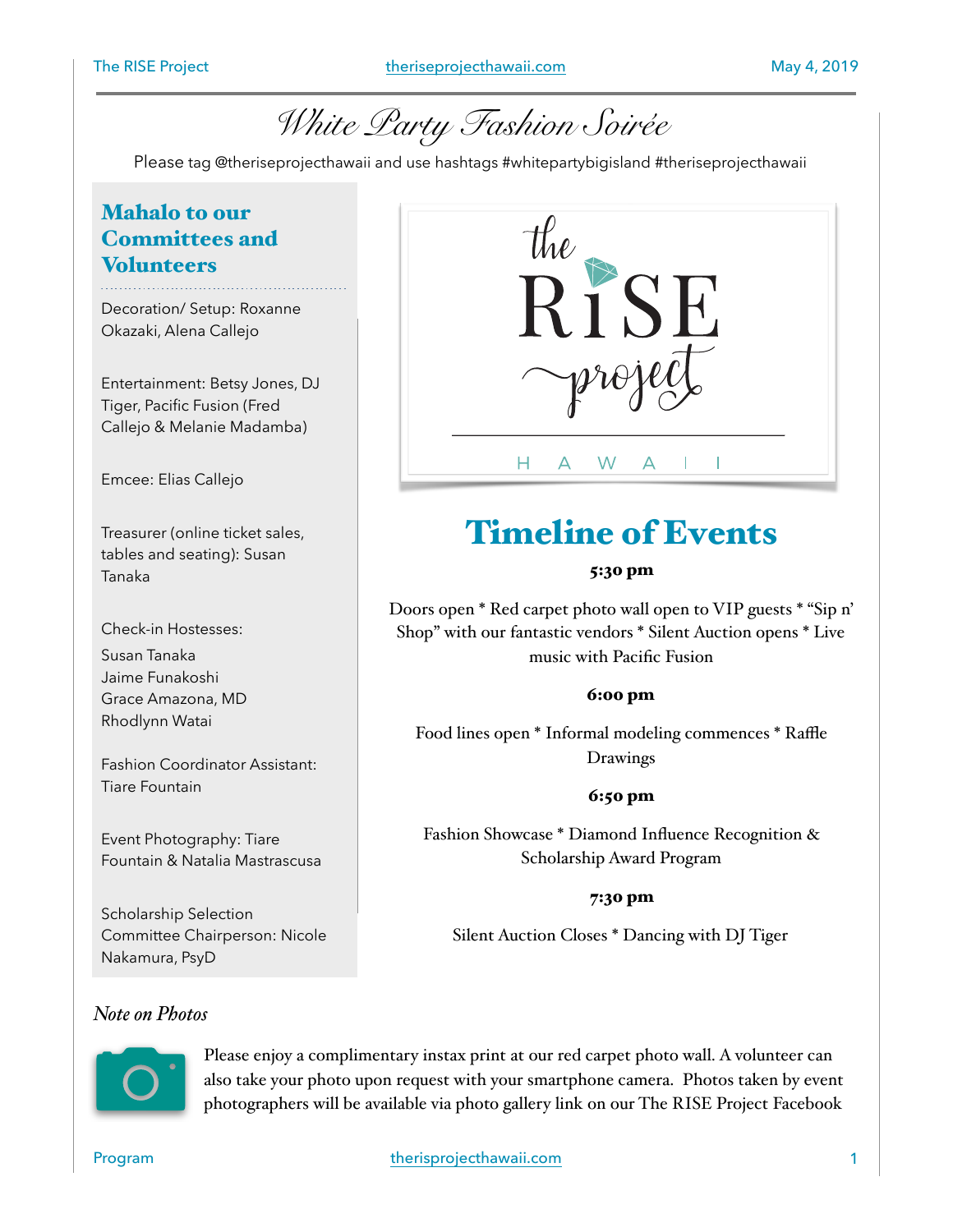# White Party Fashion Soirée

Please tag @theriseprojecthawaii and use hashtags #whitepartybigisland #theriseprojecthawaii

## Mahalo to our Committees and Volunteers

Decoration/ Setup: Roxanne Okazaki, Alena Callejo

Entertainment: Betsy Jones, DJ Tiger, Pacific Fusion (Fred Callejo & Melanie Madamba)

Emcee: Elias Callejo

Treasurer (online ticket sales, tables and seating): Susan Tanaka

Check-in Hostesses:
Susan Tanaka
Jaime Funakoshi
Grace Amazona, MD
Rhodlynn Watai

Fashion Coordinator Assistant: Tiare Fountain

Event Photography: Tiare Fountain & Natalia Mastrascusa

Scholarship Selection Committee Chairperson: Nicole Nakamura, PsyD

the RISE project HAWAII

## Timeline of Events

**5:30 pm**

Doors open * Red carpet photo wall open to VIP guests * "Sip n' Shop" with our fantastic vendors * Silent Auction opens * Live music with Pacific Fusion

**6:00 pm**

Food lines open * Informal modeling commences * Raffle Drawings

**6:50 pm**

Fashion Showcase * Diamond Influence Recognition & Scholarship Award Program

**7:30 pm**

Silent Auction Closes * Dancing with DJ Tiger

### *Note on Photos*

Please enjoy a complimentary instax print at our red carpet photo wall. A volunteer can also take your photo upon request with your smartphone camera. Photos taken by event photographers will be available via photo gallery link on our The RISE Project Facebook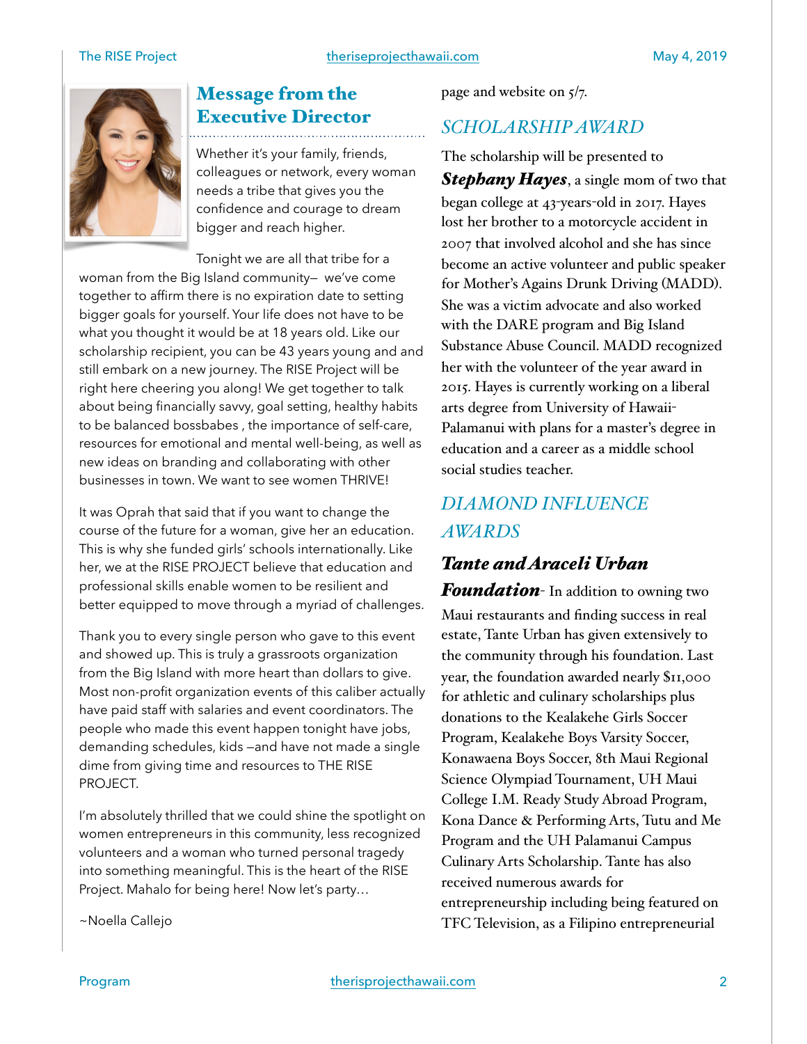## Message from the Executive Director

Whether it's your family, friends, colleagues or network, every woman needs a tribe that gives you the confidence and courage to dream bigger and reach higher.

Tonight we are all that tribe for a woman from the Big Island community— we've come together to affirm there is no expiration date to setting bigger goals for yourself. Your life does not have to be what you thought it would be at 18 years old. Like our scholarship recipient, you can be 43 years young and and still embark on a new journey. The RISE Project will be right here cheering you along! We get together to talk about being financially savvy, goal setting, healthy habits to be balanced bossbabes , the importance of self-care, resources for emotional and mental well-being, as well as new ideas on branding and collaborating with other businesses in town. We want to see women THRIVE!

It was Oprah that said that if you want to change the course of the future for a woman, give her an education. This is why she funded girls' schools internationally. Like her, we at the RISE PROJECT believe that education and professional skills enable women to be resilient and better equipped to move through a myriad of challenges.

Thank you to every single person who gave to this event and showed up. This is truly a grassroots organization from the Big Island with more heart than dollars to give. Most non-profit organization events of this caliber actually have paid staff with salaries and event coordinators. The people who made this event happen tonight have jobs, demanding schedules, kids —and have not made a single dime from giving time and resources to THE RISE PROJECT.

I'm absolutely thrilled that we could shine the spotlight on women entrepreneurs in this community, less recognized volunteers and a woman who turned personal tragedy into something meaningful. This is the heart of the RISE Project. Mahalo for being here! Now let's party…

~Noella Callejo

page and website on 5/7.

### *SCHOLARSHIP AWARD*

The scholarship will be presented to ***Stephany Hayes***, a single mom of two that began college at 43-years-old in 2017. Hayes lost her brother to a motorcycle accident in 2007 that involved alcohol and she has since become an active volunteer and public speaker for Mother's Agains Drunk Driving (MADD). She was a victim advocate and also worked with the DARE program and Big Island Substance Abuse Council. MADD recognized her with the volunteer of the year award in 2015. Hayes is currently working on a liberal arts degree from University of Hawaii-Palamanui with plans for a master's degree in education and a career as a middle school social studies teacher.

### *DIAMOND INFLUENCE AWARDS*

***Tante and Araceli Urban Foundation***- In addition to owning two Maui restaurants and finding success in real estate, Tante Urban has given extensively to the community through his foundation. Last year, the foundation awarded nearly $11,000 for athletic and culinary scholarships plus donations to the Kealakehe Girls Soccer Program, Kealakehe Boys Varsity Soccer, Konawaena Boys Soccer, 8th Maui Regional Science Olympiad Tournament, UH Maui College I.M. Ready Study Abroad Program, Kona Dance & Performing Arts, Tutu and Me Program and the UH Palamanui Campus Culinary Arts Scholarship. Tante has also received numerous awards for entrepreneurship including being featured on TFC Television, as a Filipino entrepreneurial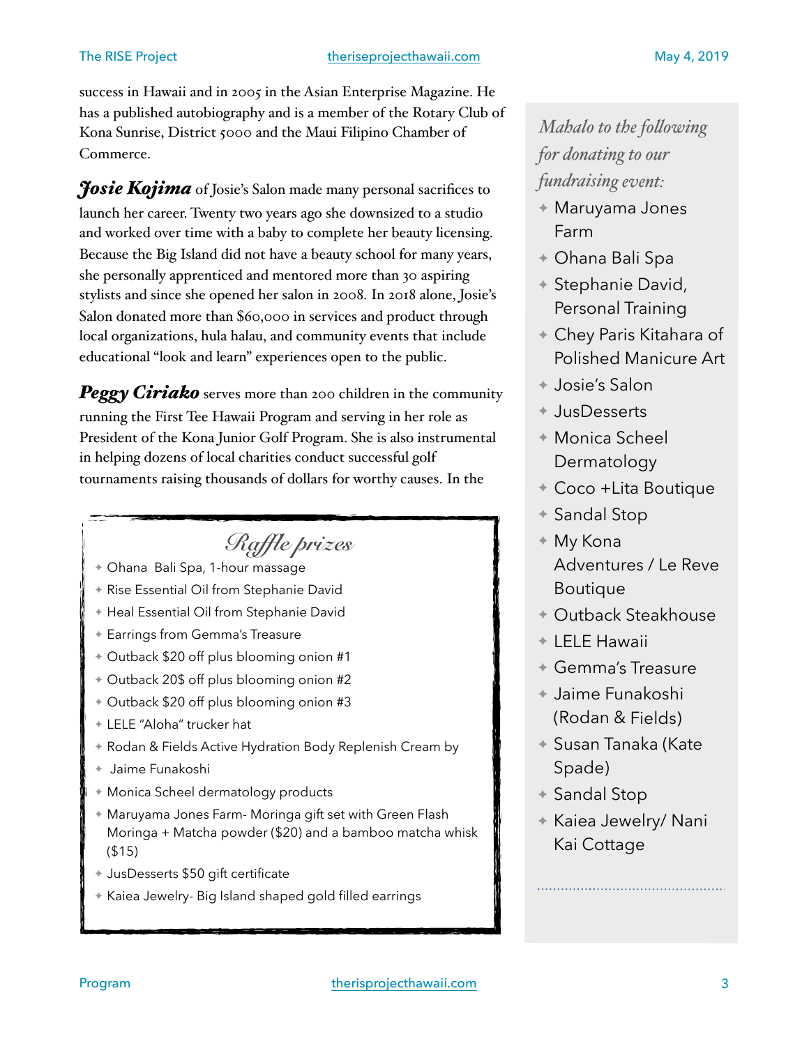success in Hawaii and in 2005 in the Asian Enterprise Magazine. He has a published autobiography and is a member of the Rotary Club of Kona Sunrise, District 5000 and the Maui Filipino Chamber of Commerce.

***Josie Kojima*** of Josie's Salon made many personal sacrifices to launch her career. Twenty two years ago she downsized to a studio and worked over time with a baby to complete her beauty licensing. Because the Big Island did not have a beauty school for many years, she personally apprenticed and mentored more than 30 aspiring stylists and since she opened her salon in 2008. In 2018 alone, Josie's Salon donated more than $60,000 in services and product through local organizations, hula halau, and community events that include educational "look and learn" experiences open to the public.

***Peggy Ciriako*** serves more than 200 children in the community running the First Tee Hawaii Program and serving in her role as President of the Kona Junior Golf Program. She is also instrumental in helping dozens of local charities conduct successful golf tournaments raising thousands of dollars for worthy causes. In the

## *Raffle prizes*

- Ohana Bali Spa, 1-hour massage
- Rise Essential Oil from Stephanie David
- Heal Essential Oil from Stephanie David
- Earrings from Gemma's Treasure
- Outback $20 off plus blooming onion #1
- Outback 20$ off plus blooming onion #2
- Outback $20 off plus blooming onion #3
- LELE "Aloha" trucker hat
- Rodan & Fields Active Hydration Body Replenish Cream by
- Jaime Funakoshi
- Monica Scheel dermatology products
- Maruyama Jones Farm- Moringa gift set with Green Flash Moringa + Matcha powder ($20) and a bamboo matcha whisk ($15)
- JusDesserts $50 gift certificate
- Kaiea Jewelry- Big Island shaped gold filled earrings

*Mahalo to the following for donating to our fundraising event:*

- Maruyama Jones Farm
- Ohana Bali Spa
- Stephanie David, Personal Training
- Chey Paris Kitahara of Polished Manicure Art
- Josie's Salon
- JusDesserts
- Monica Scheel Dermatology
- Coco +Lita Boutique
- Sandal Stop
- My Kona Adventures / Le Reve Boutique
- Outback Steakhouse
- LELE Hawaii
- Gemma's Treasure
- Jaime Funakoshi (Rodan & Fields)
- Susan Tanaka (Kate Spade)
- Sandal Stop
- Kaiea Jewelry/ Nani Kai Cottage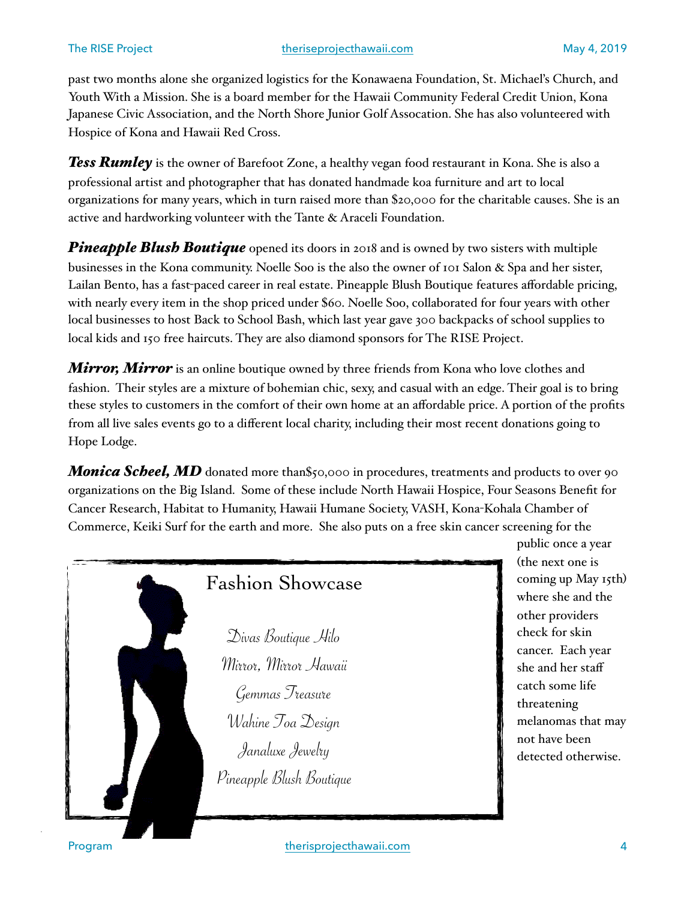past two months alone she organized logistics for the Konawaena Foundation, St. Michael's Church, and Youth With a Mission. She is a board member for the Hawaii Community Federal Credit Union, Kona Japanese Civic Association, and the North Shore Junior Golf Assocation. She has also volunteered with Hospice of Kona and Hawaii Red Cross.

***Tess Rumley*** is the owner of Barefoot Zone, a healthy vegan food restaurant in Kona. She is also a professional artist and photographer that has donated handmade koa furniture and art to local organizations for many years, which in turn raised more than $20,000 for the charitable causes. She is an active and hardworking volunteer with the Tante & Araceli Foundation.

***Pineapple Blush Boutique*** opened its doors in 2018 and is owned by two sisters with multiple businesses in the Kona community. Noelle Soo is the also the owner of 101 Salon & Spa and her sister, Lailan Bento, has a fast-paced career in real estate. Pineapple Blush Boutique features affordable pricing, with nearly every item in the shop priced under $60. Noelle Soo, collaborated for four years with other local businesses to host Back to School Bash, which last year gave 300 backpacks of school supplies to local kids and 150 free haircuts. They are also diamond sponsors for The RISE Project.

***Mirror, Mirror*** is an online boutique owned by three friends from Kona who love clothes and fashion. Their styles are a mixture of bohemian chic, sexy, and casual with an edge. Their goal is to bring these styles to customers in the comfort of their own home at an affordable price. A portion of the profits from all live sales events go to a different local charity, including their most recent donations going to Hope Lodge.

***Monica Scheel, MD*** donated more than$50,000 in procedures, treatments and products to over 90 organizations on the Big Island. Some of these include North Hawaii Hospice, Four Seasons Benefit for Cancer Research, Habitat to Humanity, Hawaii Humane Society, VASH, Kona-Kohala Chamber of Commerce, Keiki Surf for the earth and more. She also puts on a free skin cancer screening for the public once a year (the next one is coming up May 15th) where she and the other providers check for skin cancer. Each year she and her staff catch some life threatening melanomas that may not have been detected otherwise.

## Fashion Showcase

*Divas Boutique Hilo*

*Mirror, Mirror Hawaii*

*Gemmas Treasure*

*Wahine Toa Design*

*Janaluxe Jewelry*

*Pineapple Blush Boutique*